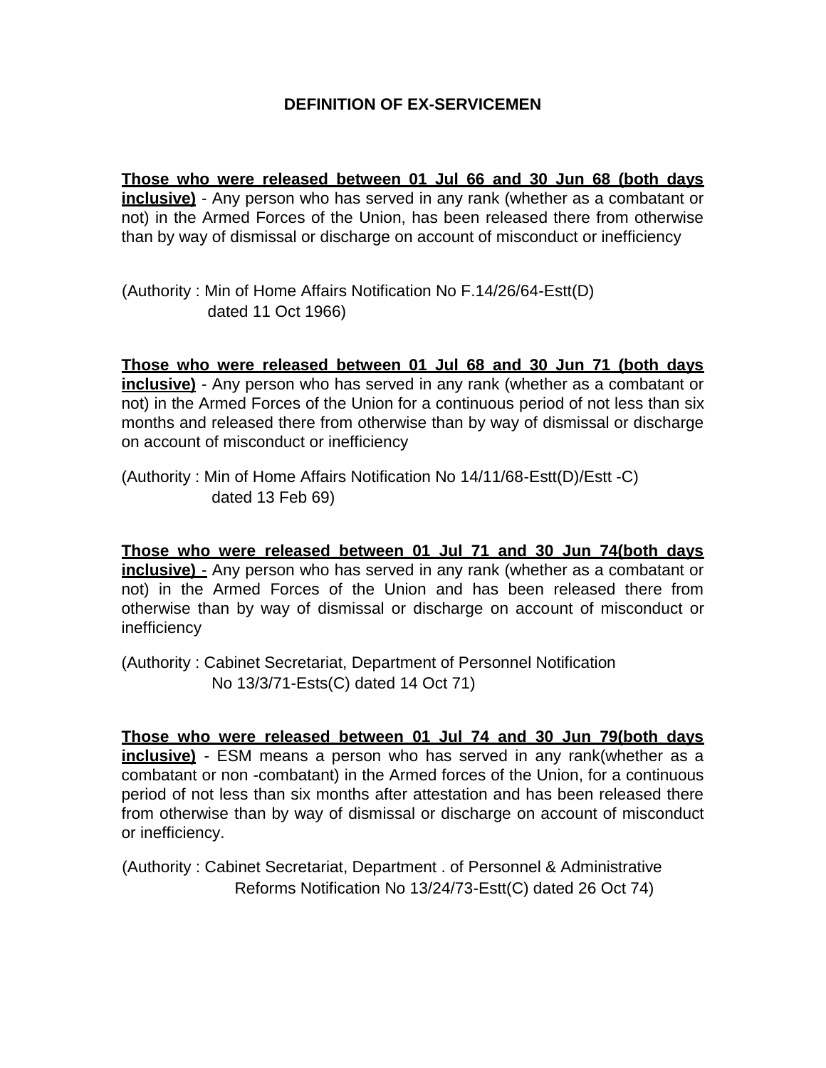# DEFINITION OF EX-SERVICEMEN

**Those who were released between 01 Jul 66 and 30 Jun 68 (both days inclusive)** - Any person who has served in any rank (whether as a combatant or not) in the Armed Forces of the Union, has been released there from otherwise than by way of dismissal or discharge on account of misconduct or inefficiency

(Authority : Min of Home Affairs Notification No F.14/26/64-Estt(D) dated 11 Oct 1966)

**Those who were released between 01 Jul 68 and 30 Jun 71 (both days inclusive)** - Any person who has served in any rank (whether as a combatant or not) in the Armed Forces of the Union for a continuous period of not less than six months and released there from otherwise than by way of dismissal or discharge on account of misconduct or inefficiency

(Authority : Min of Home Affairs Notification No 14/11/68-Estt(D)/Estt -C) dated 13 Feb 69)

**Those who were released between 01 Jul 71 and 30 Jun 74(both days inclusive)** - Any person who has served in any rank (whether as a combatant or not) in the Armed Forces of the Union and has been released there from otherwise than by way of dismissal or discharge on account of misconduct or inefficiency

(Authority : Cabinet Secretariat, Department of Personnel Notification No 13/3/71-Ests(C) dated 14 Oct 71)

**Those who were released between 01 Jul 74 and 30 Jun 79(both days inclusive)** - ESM means a person who has served in any rank(whether as a combatant or non -combatant) in the Armed forces of the Union, for a continuous period of not less than six months after attestation and has been released there from otherwise than by way of dismissal or discharge on account of misconduct or inefficiency.

(Authority : Cabinet Secretariat, Department . of Personnel & Administrative Reforms Notification No 13/24/73-Estt(C) dated 26 Oct 74)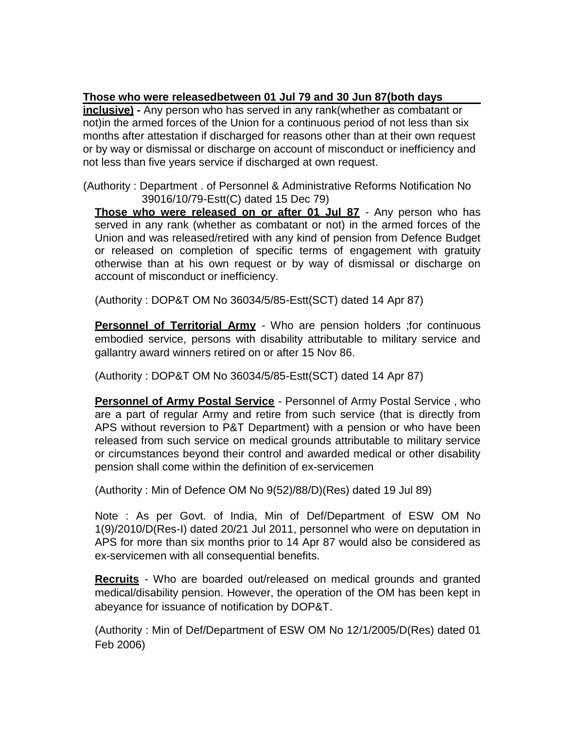**Those who were releasedbetween 01 Jul 79 and 30 Jun 87(both days inclusive) -** Any person who has served in any rank(whether as combatant or not)in the armed forces of the Union for a continuous period of not less than six months after attestation if discharged for reasons other than at their own request or by way or dismissal or discharge on account of misconduct or inefficiency and not less than five years service if discharged at own request.

(Authority : Department . of Personnel & Administrative Reforms Notification No 39016/10/79-Estt(C) dated 15 Dec 79)

**Those who were released on or after 01 Jul 87** - Any person who has served in any rank (whether as combatant or not) in the armed forces of the Union and was released/retired with any kind of pension from Defence Budget or released on completion of specific terms of engagement with gratuity otherwise than at his own request or by way of dismissal or discharge on account of misconduct or inefficiency.

(Authority : DOP&T OM No 36034/5/85-Estt(SCT) dated 14 Apr 87)

**Personnel of Territorial Army** - Who are pension holders ;for continuous embodied service, persons with disability attributable to military service and gallantry award winners retired on or after 15 Nov 86.

(Authority : DOP&T OM No 36034/5/85-Estt(SCT) dated 14 Apr 87)

**Personnel of Army Postal Service** - Personnel of Army Postal Service , who are a part of regular Army and retire from such service (that is directly from APS without reversion to P&T Department) with a pension or who have been released from such service on medical grounds attributable to military service or circumstances beyond their control and awarded medical or other disability pension shall come within the definition of ex-servicemen

(Authority : Min of Defence OM No 9(52)/88/D)(Res) dated 19 Jul 89)

Note : As per Govt. of India, Min of Def/Department of ESW OM No 1(9)/2010/D(Res-I) dated 20/21 Jul 2011, personnel who were on deputation in APS for more than six months prior to 14 Apr 87 would also be considered as ex-servicemen with all consequential benefits.

**Recruits** - Who are boarded out/released on medical grounds and granted medical/disability pension. However, the operation of the OM has been kept in abeyance for issuance of notification by DOP&T.

(Authority : Min of Def/Department of ESW OM No 12/1/2005/D(Res) dated 01 Feb 2006)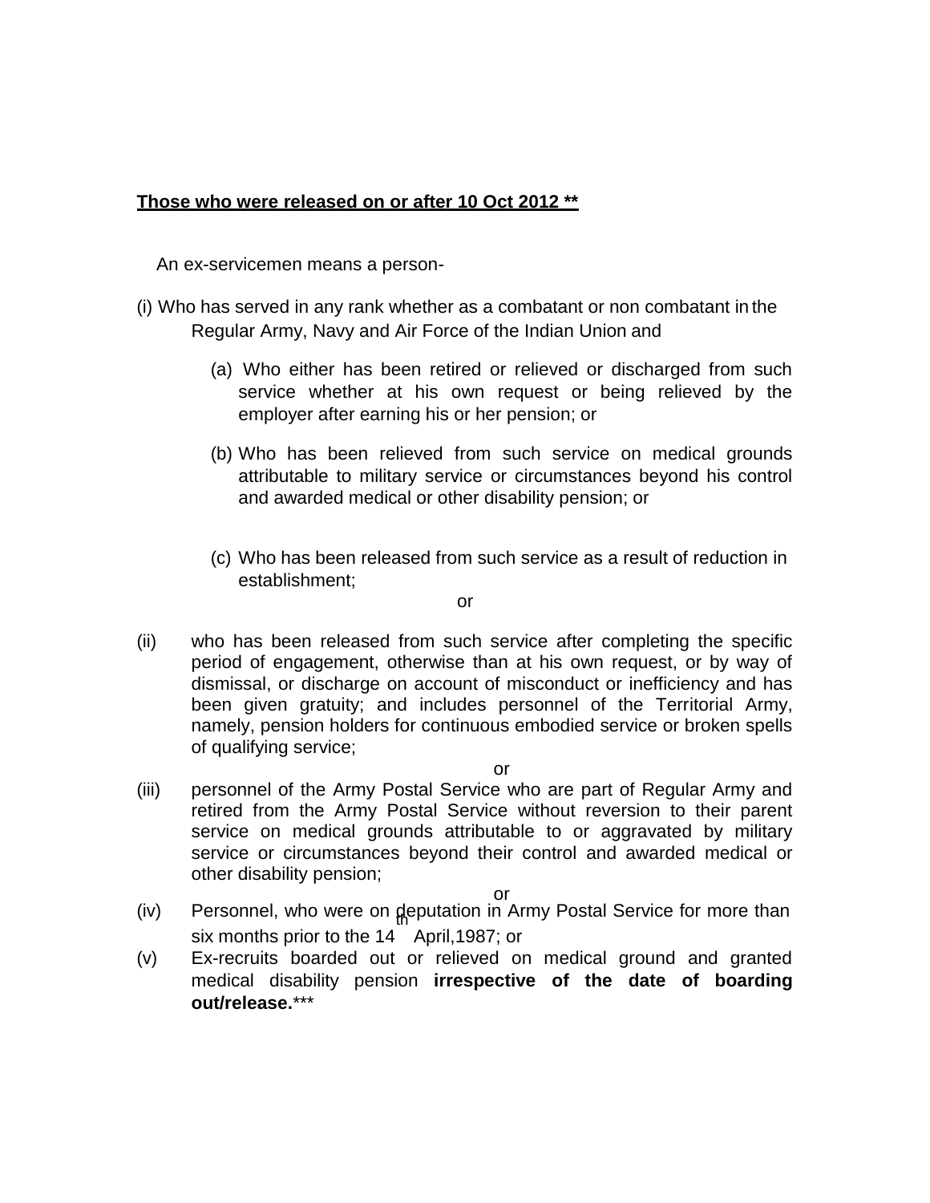**<u>Those who were released on or after 10 Oct 2012 **</u>**

An ex-servicemen means a person-

(i) Who has served in any rank whether as a combatant or non combatant in the Regular Army, Navy and Air Force of the Indian Union and

   (a) Who either has been retired or relieved or discharged from such service whether at his own request or being relieved by the employer after earning his or her pension; or

   (b) Who has been relieved from such service on medical grounds attributable to military service or circumstances beyond his control and awarded medical or other disability pension; or

   (c) Who has been released from such service as a result of reduction in establishment;

or

(ii) who has been released from such service after completing the specific period of engagement, otherwise than at his own request, or by way of dismissal, or discharge on account of misconduct or inefficiency and has been given gratuity; and includes personnel of the Territorial Army, namely, pension holders for continuous embodied service or broken spells of qualifying service;

or

(iii) personnel of the Army Postal Service who are part of Regular Army and retired from the Army Postal Service without reversion to their parent service on medical grounds attributable to or aggravated by military service or circumstances beyond their control and awarded medical or other disability pension;

or

(iv) Personnel, who were on deputation in Army Postal Service for more than six months prior to the 14th April,1987; or

(v) Ex-recruits boarded out or relieved on medical ground and granted medical disability pension **irrespective of the date of boarding out/release.*****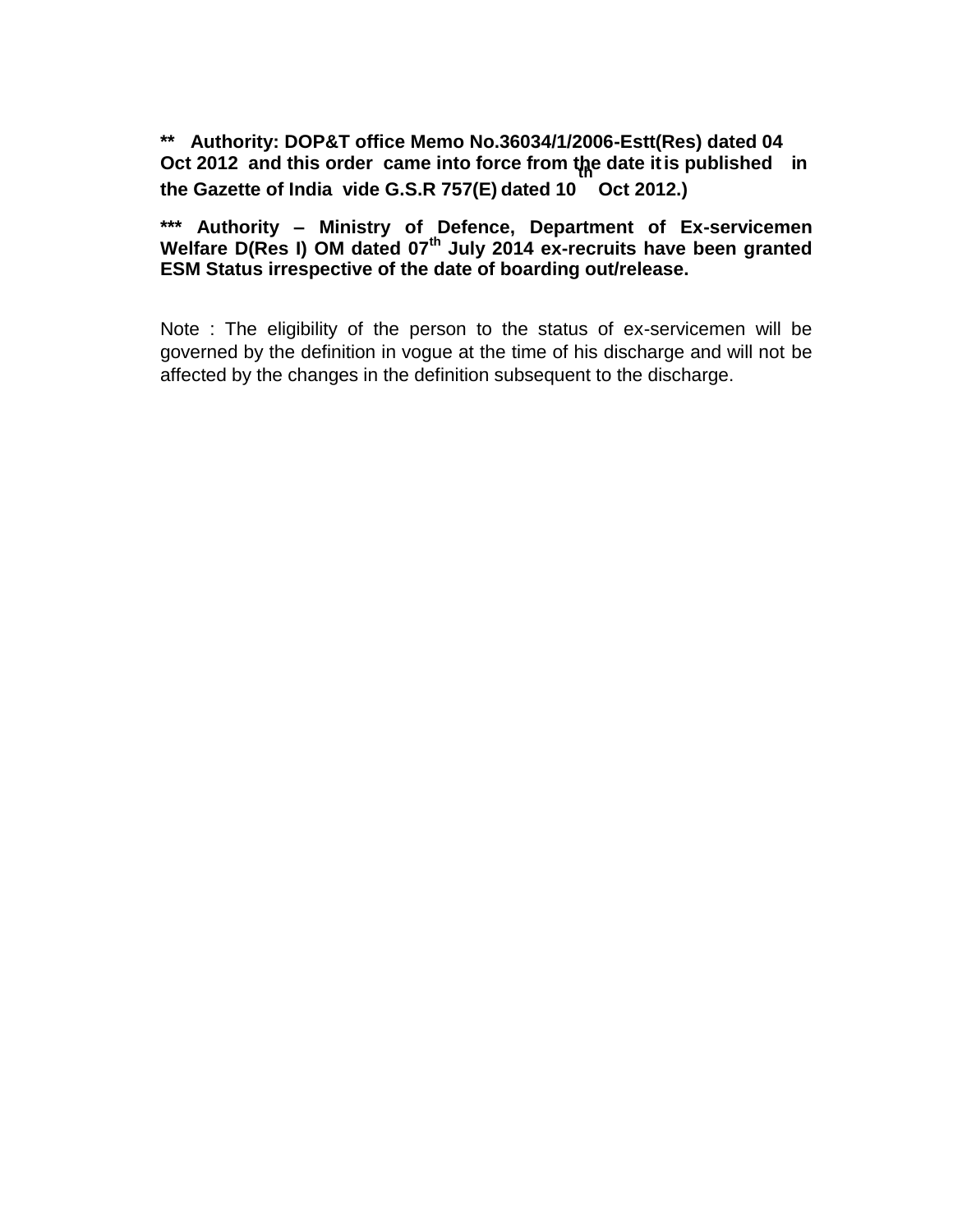**** Authority: DOP&T office Memo No.36034/1/2006-Estt(Res) dated 04 Oct 2012 and this order came into force from the date it is published in the Gazette of India vide G.S.R 757(E) dated 10th Oct 2012.)**

***** Authority – Ministry of Defence, Department of Ex-servicemen Welfare D(Res I) OM dated 07th July 2014 ex-recruits have been granted ESM Status irrespective of the date of boarding out/release.**

Note : The eligibility of the person to the status of ex-servicemen will be governed by the definition in vogue at the time of his discharge and will not be affected by the changes in the definition subsequent to the discharge.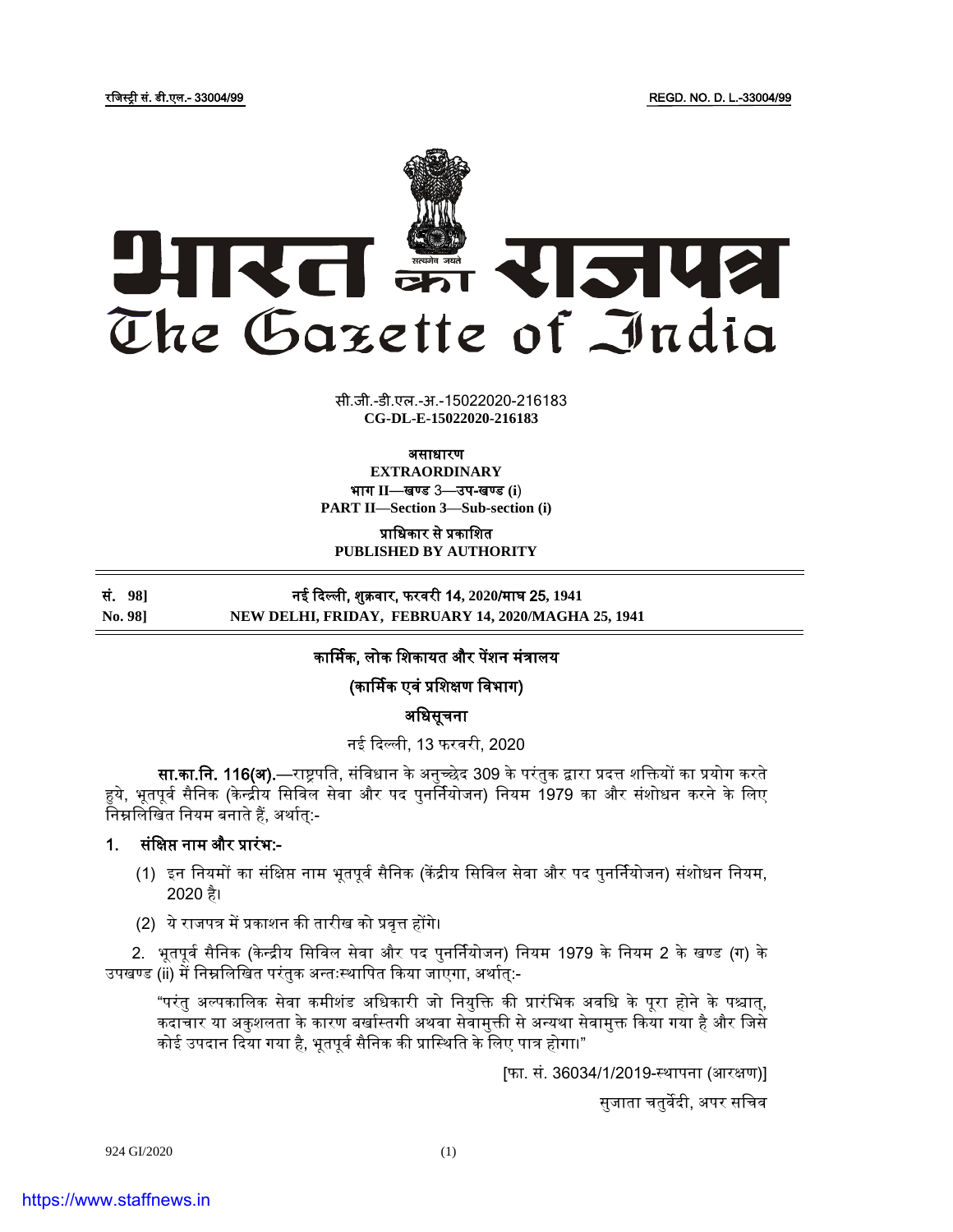रजिस्ट्री सं. डी.एल.- 33004/99 REGD. NO. D. L.-33004/99

# भारत का राजपत्र
# The Gazette of India

सी.जी.-डी.एल.-अ.-15022020-216183
**CG-DL-E-15022020-216183**

**असाधारण**
**EXTRAORDINARY**
**भाग II—खण्ड 3—उप-खण्ड (i)**
**PART II—Section 3—Sub-section (i)**

**प्राधिकार से प्रकाशित**
**PUBLISHED BY AUTHORITY**

| सं. 98] | नई दिल्ली, शुक्रवार, फरवरी 14, 2020/माघ 25, 1941 |
|---|---|
| No. 98] | NEW DELHI, FRIDAY, FEBRUARY 14, 2020/MAGHA 25, 1941 |

## कार्मिक, लोक शिकायत और पेंशन मंत्रालय

## (कार्मिक एवं प्रशिक्षण विभाग)

## अधिसूचना

नई दिल्ली, 13 फरवरी, 2020

**सा.का.नि. 116(अ).**—राष्ट्रपति, संविधान के अनुच्छेद 309 के परंतुक द्वारा प्रदत्त शक्तियों का प्रयोग करते हुये, भूतपूर्व सैनिक (केन्द्रीय सिविल सेवा और पद पुनर्नियोजन) नियम 1979 का और संशोधन करने के लिए निम्नलिखित नियम बनाते हैं, अर्थात्:-

1. **संक्षिप्त नाम और प्रारंभ:-**

   (1) इन नियमों का संक्षिप्त नाम भूतपूर्व सैनिक (केंद्रीय सिविल सेवा और पद पुनर्नियोजन) संशोधन नियम, 2020 है।

   (2) ये राजपत्र में प्रकाशन की तारीख को प्रवृत्त होंगे।

2. भूतपूर्व सैनिक (केन्द्रीय सिविल सेवा और पद पुनर्नियोजन) नियम 1979 के नियम 2 के खण्ड (ग) के उपखण्ड (ii) में निम्नलिखित परंतुक अन्तःस्थापित किया जाएगा, अर्थात्:-

   "परंतु अल्पकालिक सेवा कमीशंड अधिकारी जो नियुक्ति की प्रारंभिक अवधि के पूरा होने के पश्चात्, कदाचार या अकुशलता के कारण बर्खास्तगी अथवा सेवामुक्ती से अन्यथा सेवामुक्त किया गया है और जिसे कोई उपदान दिया गया है, भूतपूर्व सैनिक की प्रास्थिति के लिए पात्र होगा।"

[फा. सं. 36034/1/2019-स्थापना (आरक्षण)]

सुजाता चतुर्वेदी, अपर सचिव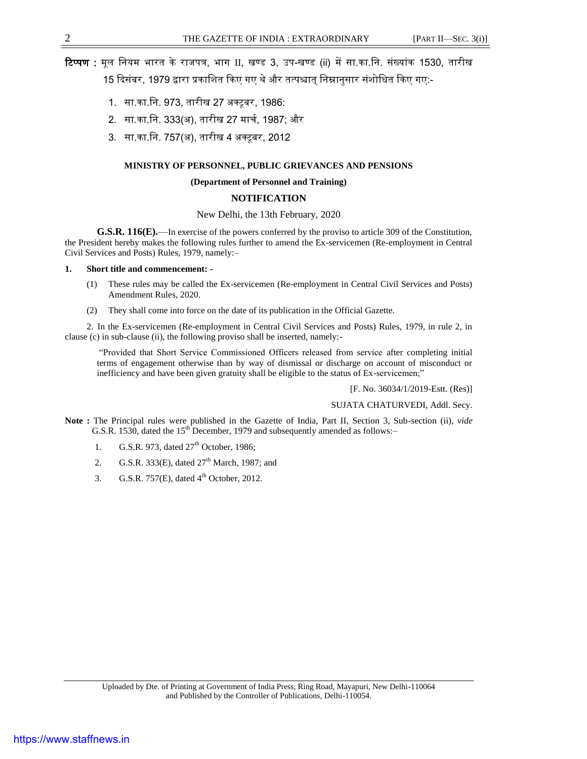**टिप्पण :** मूल नियम भारत के राजपत्र, भाग II, खण्ड 3, उप-खण्ड (ii) में सा.का.नि. संख्यांक 1530, तारीख 15 दिसंबर, 1979 द्वारा प्रकाशित किए गए थे और तत्पश्चात् निम्नानुसार संशोधित किए गए:-

1. सा.का.नि. 973, तारीख 27 अक्टूबर, 1986:
2. सा.का.नि. 333(अ), तारीख 27 मार्च, 1987; और
3. सा.का.नि. 757(अ), तारीख 4 अक्टूबर, 2012

**MINISTRY OF PERSONNEL, PUBLIC GRIEVANCES AND PENSIONS**

**(Department of Personnel and Training)**

**NOTIFICATION**

New Delhi, the 13th February, 2020

**G.S.R. 116(E).**—In exercise of the powers conferred by the proviso to article 309 of the Constitution, the President hereby makes the following rules further to amend the Ex-servicemen (Re-employment in Central Civil Services and Posts) Rules, 1979, namely:–

**1. Short title and commencement: -**

(1) These rules may be called the Ex-servicemen (Re-employment in Central Civil Services and Posts) Amendment Rules, 2020.

(2) They shall come into force on the date of its publication in the Official Gazette.

2. In the Ex-servicemen (Re-employment in Central Civil Services and Posts) Rules, 1979, in rule 2, in clause (c) in sub-clause (ii), the following proviso shall be inserted, namely:-

"Provided that Short Service Commissioned Officers released from service after completing initial terms of engagement otherwise than by way of dismissal or discharge on account of misconduct or inefficiency and have been given gratuity shall be eligible to the status of Ex-servicemen;"

[F. No. 36034/1/2019-Estt. (Res)]

SUJATA CHATURVEDI, Addl. Secy.

**Note :** The Principal rules were published in the Gazette of India, Part II, Section 3, Sub-section (ii), *vide* G.S.R. 1530, dated the 15th December, 1979 and subsequently amended as follows:–

1. G.S.R. 973, dated 27th October, 1986;
2. G.S.R. 333(E), dated 27th March, 1987; and
3. G.S.R. 757(E), dated 4th October, 2012.

Uploaded by Dte. of Printing at Government of India Press, Ring Road, Mayapuri, New Delhi-110064 and Published by the Controller of Publications, Delhi-110054.

https://www.staffnews.in